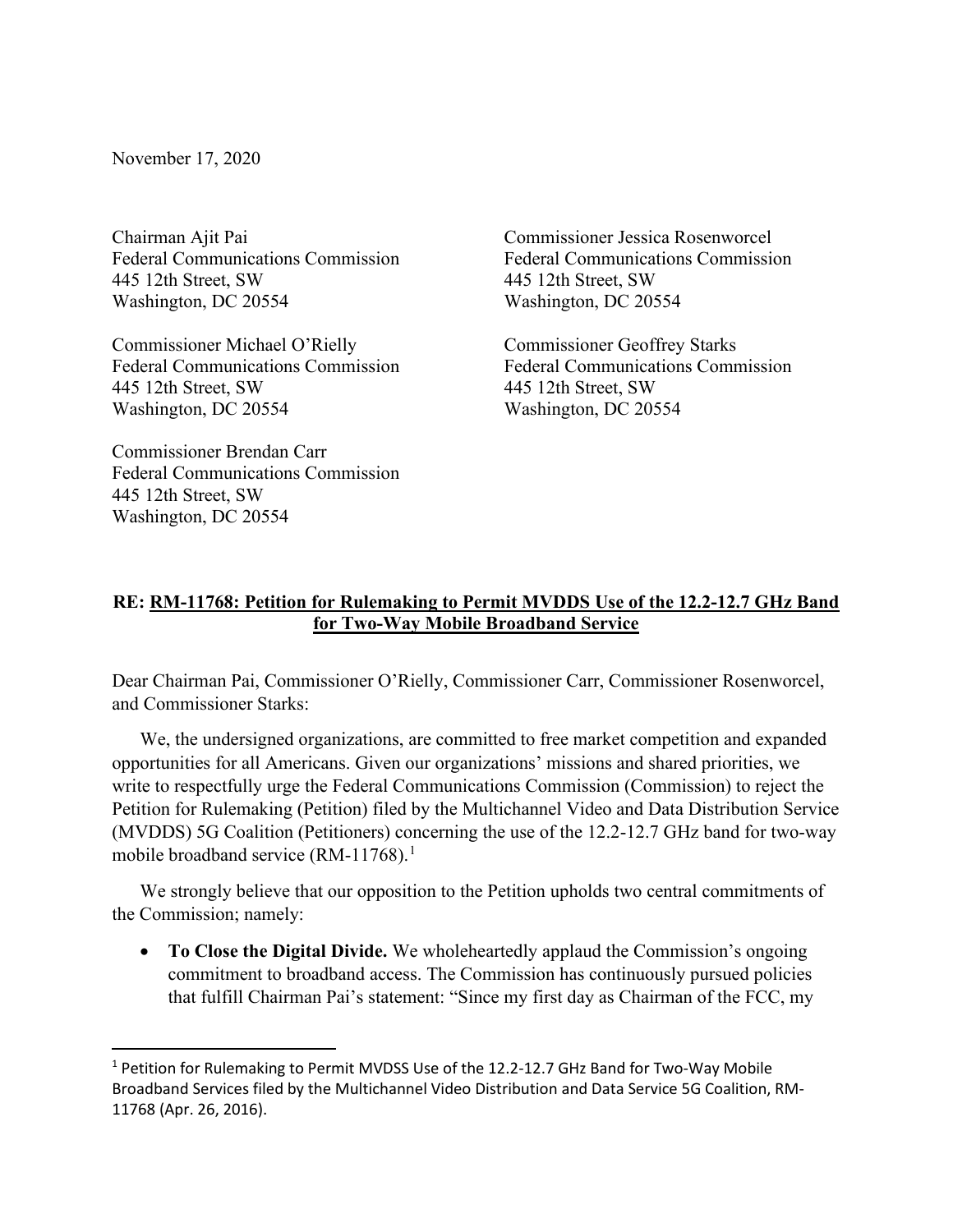November 17, 2020

Chairman Ajit Pai
Federal Communications Commission
445 12th Street, SW
Washington, DC 20554

Commissioner Michael O'Rielly
Federal Communications Commission
445 12th Street, SW
Washington, DC 20554

Commissioner Brendan Carr
Federal Communications Commission
445 12th Street, SW
Washington, DC 20554

Commissioner Jessica Rosenworcel
Federal Communications Commission
445 12th Street, SW
Washington, DC 20554

Commissioner Geoffrey Starks
Federal Communications Commission
445 12th Street, SW
Washington, DC 20554

**RE: <u>RM-11768: Petition for Rulemaking to Permit MVDDS Use of the 12.2-12.7 GHz Band for Two-Way Mobile Broadband Service</u>**

Dear Chairman Pai, Commissioner O'Rielly, Commissioner Carr, Commissioner Rosenworcel, and Commissioner Starks:

We, the undersigned organizations, are committed to free market competition and expanded opportunities for all Americans. Given our organizations' missions and shared priorities, we write to respectfully urge the Federal Communications Commission (Commission) to reject the Petition for Rulemaking (Petition) filed by the Multichannel Video and Data Distribution Service (MVDDS) 5G Coalition (Petitioners) concerning the use of the 12.2-12.7 GHz band for two-way mobile broadband service (RM-11768).[1]

We strongly believe that our opposition to the Petition upholds two central commitments of the Commission; namely:

- **To Close the Digital Divide.** We wholeheartedly applaud the Commission's ongoing commitment to broadband access. The Commission has continuously pursued policies that fulfill Chairman Pai's statement: "Since my first day as Chairman of the FCC, my

[1] Petition for Rulemaking to Permit MVDSS Use of the 12.2-12.7 GHz Band for Two-Way Mobile Broadband Services filed by the Multichannel Video Distribution and Data Service 5G Coalition, RM-11768 (Apr. 26, 2016).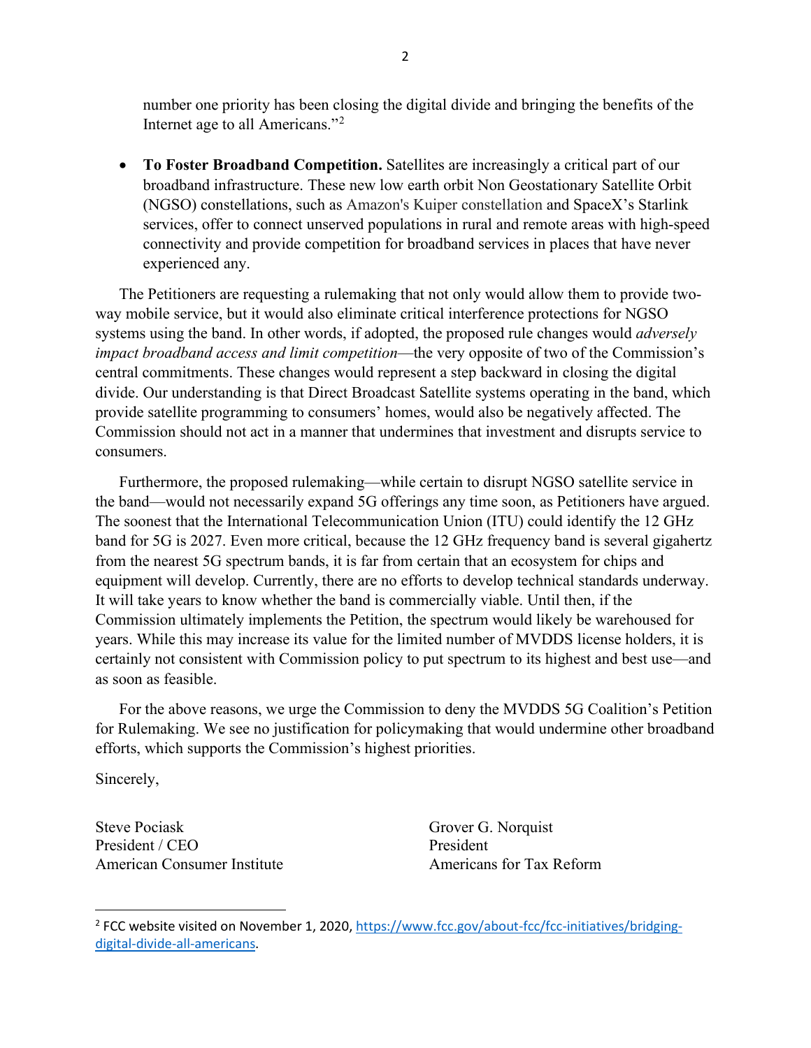number one priority has been closing the digital divide and bringing the benefits of the Internet age to all Americans."[2]

- **To Foster Broadband Competition.** Satellites are increasingly a critical part of our broadband infrastructure. These new low earth orbit Non Geostationary Satellite Orbit (NGSO) constellations, such as Amazon's Kuiper constellation and SpaceX's Starlink services, offer to connect unserved populations in rural and remote areas with high-speed connectivity and provide competition for broadband services in places that have never experienced any.

The Petitioners are requesting a rulemaking that not only would allow them to provide two-way mobile service, but it would also eliminate critical interference protections for NGSO systems using the band. In other words, if adopted, the proposed rule changes would *adversely impact broadband access and limit competition*—the very opposite of two of the Commission's central commitments. These changes would represent a step backward in closing the digital divide. Our understanding is that Direct Broadcast Satellite systems operating in the band, which provide satellite programming to consumers' homes, would also be negatively affected. The Commission should not act in a manner that undermines that investment and disrupts service to consumers.

Furthermore, the proposed rulemaking—while certain to disrupt NGSO satellite service in the band—would not necessarily expand 5G offerings any time soon, as Petitioners have argued. The soonest that the International Telecommunication Union (ITU) could identify the 12 GHz band for 5G is 2027. Even more critical, because the 12 GHz frequency band is several gigahertz from the nearest 5G spectrum bands, it is far from certain that an ecosystem for chips and equipment will develop. Currently, there are no efforts to develop technical standards underway. It will take years to know whether the band is commercially viable. Until then, if the Commission ultimately implements the Petition, the spectrum would likely be warehoused for years. While this may increase its value for the limited number of MVDDS license holders, it is certainly not consistent with Commission policy to put spectrum to its highest and best use—and as soon as feasible.

For the above reasons, we urge the Commission to deny the MVDDS 5G Coalition's Petition for Rulemaking. We see no justification for policymaking that would undermine other broadband efforts, which supports the Commission's highest priorities.

Sincerely,

Steve Pociask
President / CEO
American Consumer Institute

Grover G. Norquist
President
Americans for Tax Reform

---

[2] FCC website visited on November 1, 2020, https://www.fcc.gov/about-fcc/fcc-initiatives/bridging-digital-divide-all-americans.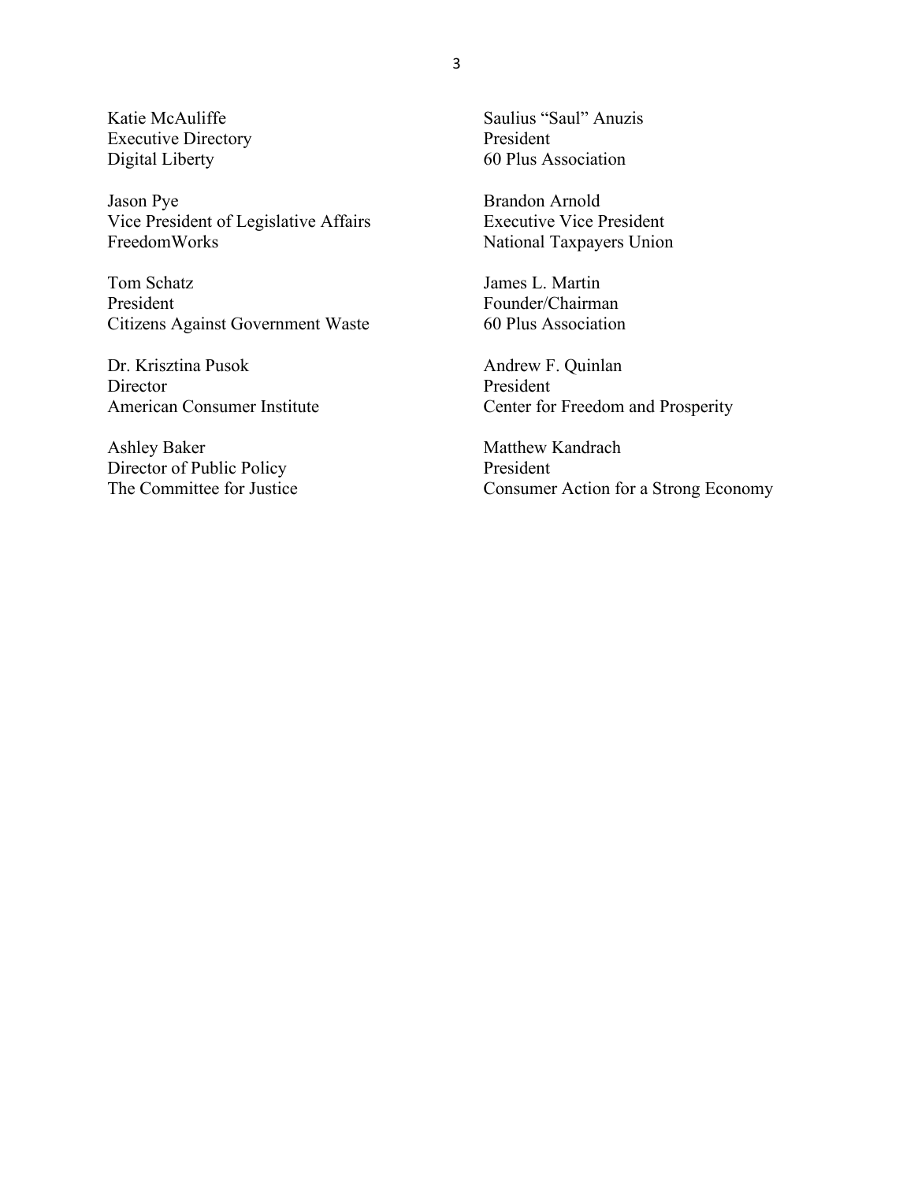Katie McAuliffe
Executive Directory
Digital Liberty

Jason Pye
Vice President of Legislative Affairs
FreedomWorks

Tom Schatz
President
Citizens Against Government Waste

Dr. Krisztina Pusok
Director
American Consumer Institute

Ashley Baker
Director of Public Policy
The Committee for Justice

Saulius "Saul" Anuzis
President
60 Plus Association

Brandon Arnold
Executive Vice President
National Taxpayers Union

James L. Martin
Founder/Chairman
60 Plus Association

Andrew F. Quinlan
President
Center for Freedom and Prosperity

Matthew Kandrach
President
Consumer Action for a Strong Economy